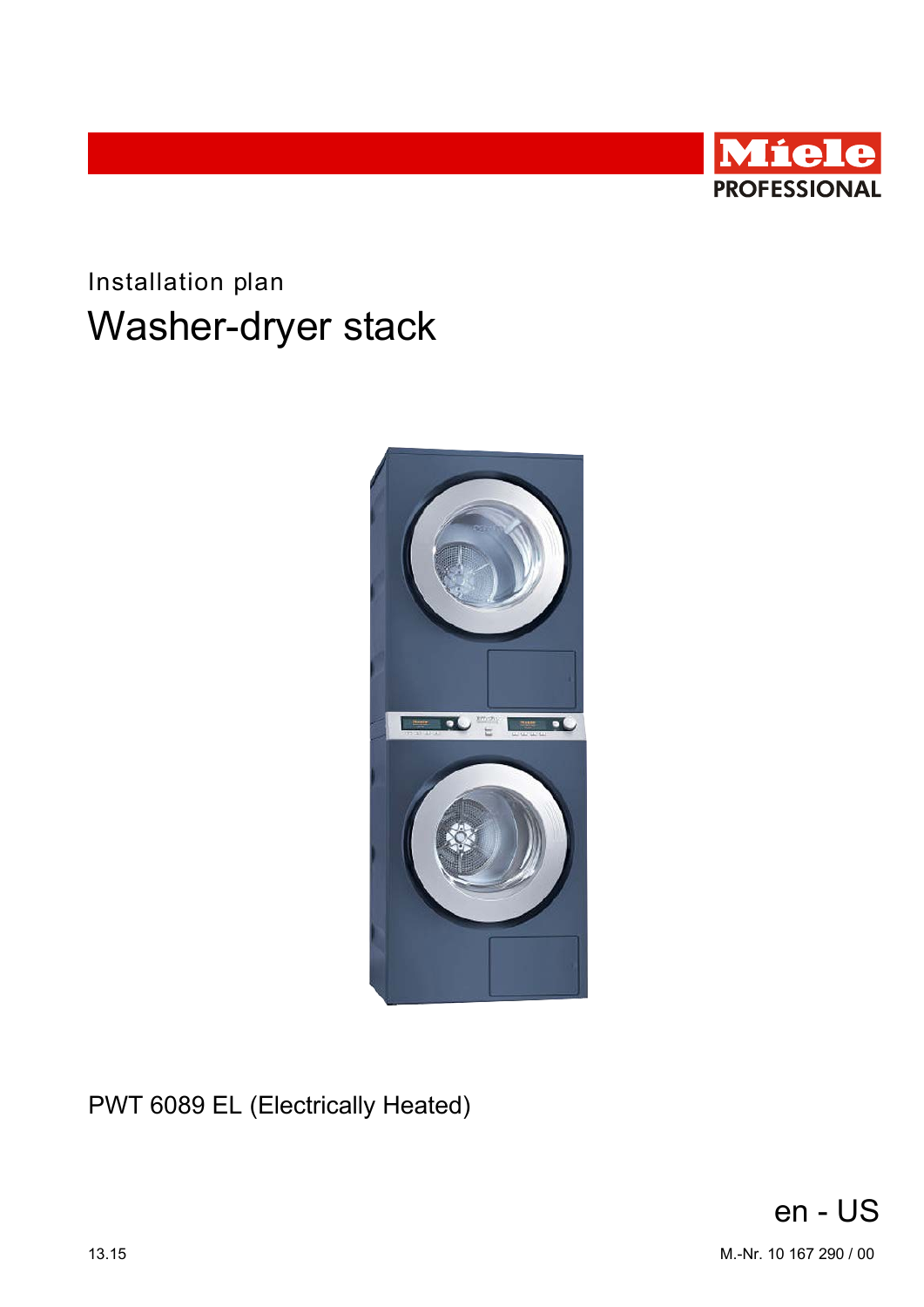Miele PROFESSIONAL

Installation plan

# Washer-dryer stack

PWT 6089 EL (Electrically Heated)

en - US

13.15

M.-Nr. 10 167 290 / 00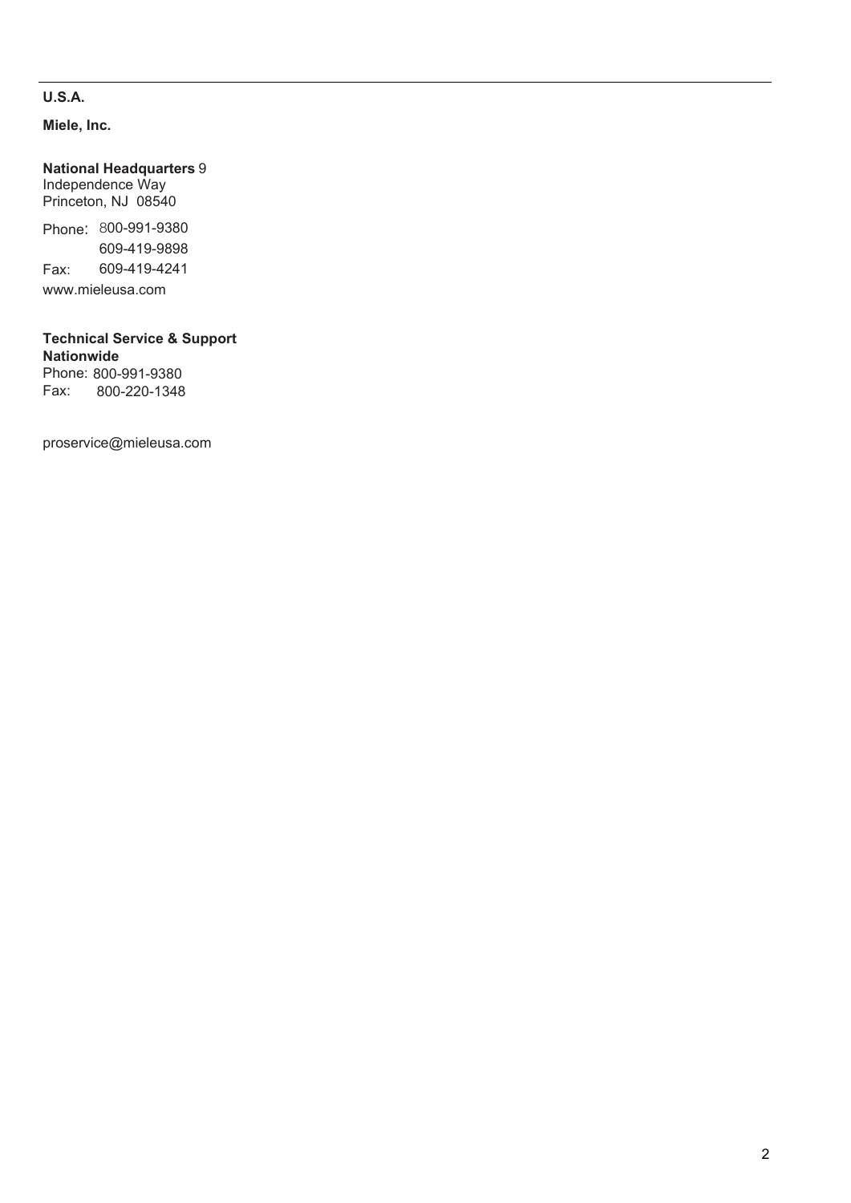**U.S.A.**

**Miele, Inc.**

**National Headquarters** 9
Independence Way
Princeton, NJ 08540

Phone: 800-991-9380
609-419-9898
Fax: 609-419-4241
www.mieleusa.com

**Technical Service & Support**
**Nationwide**
Phone: 800-991-9380
Fax: 800-220-1348

proservice@mieleusa.com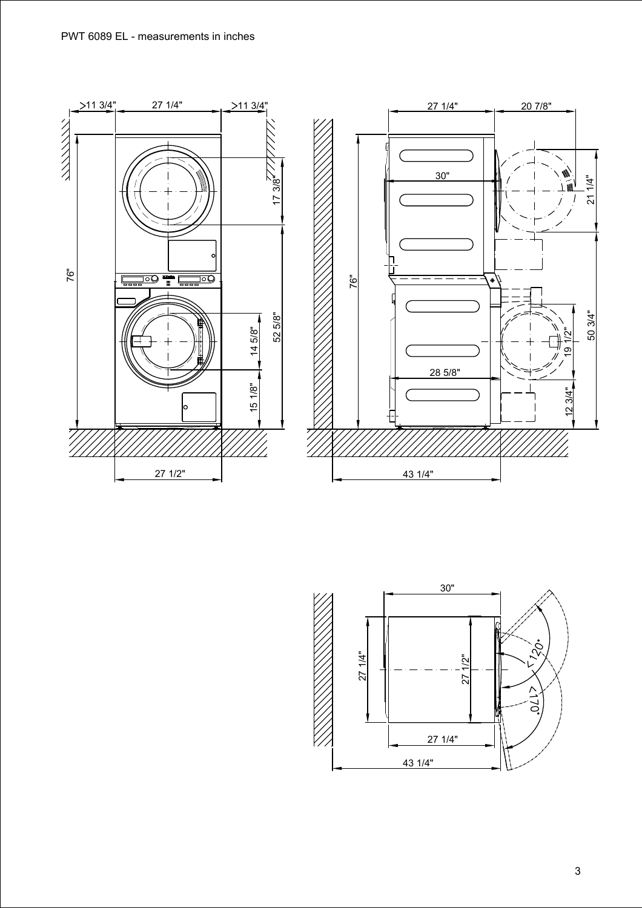PWT 6089 EL - measurements in inches

>11 3/4" 27 1/4" >11 3/4"

76"

17 3/8"

52 5/8"

14 5/8"

15 1/8"

27 1/2"

27 1/4" 20 7/8"

30"

21 1/4"

76"

19 1/2"

50 3/4"

28 5/8"

12 3/4"

43 1/4"

30"

27 1/4"

27 1/2"

<120°

<170°

27 1/4"

43 1/4"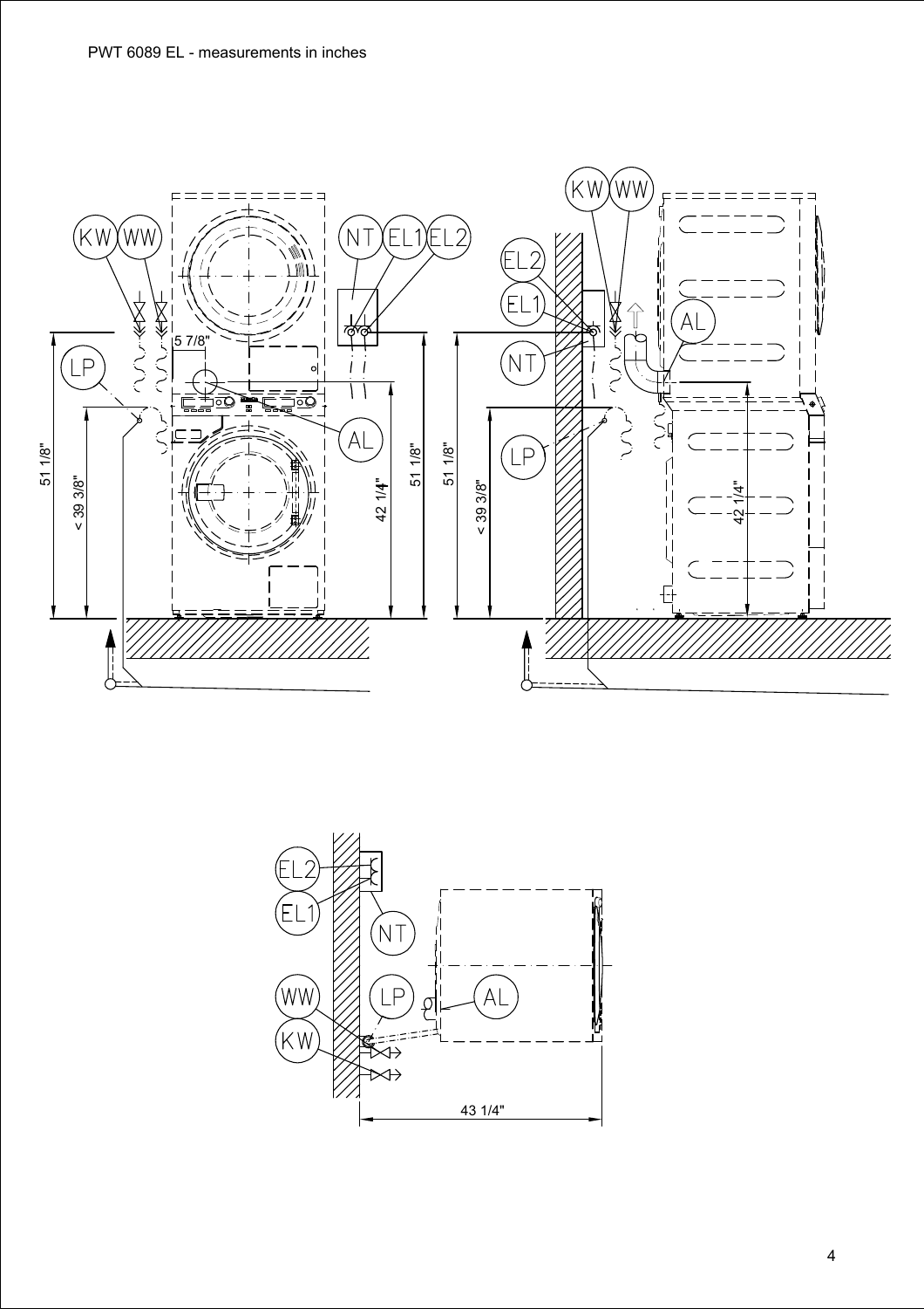PWT 6089 EL - measurements in inches

KW WW NT EL1 EL2 LP AL

5 7/8"

51 1/8"

< 39 3/8"

42 1/4"

51 1/8"

KW WW EL2 EL1 NT AL LP

51 1/8"

< 39 3/8"

42 1/4"

EL2 EL1 NT WW LP AL KW

43 1/4"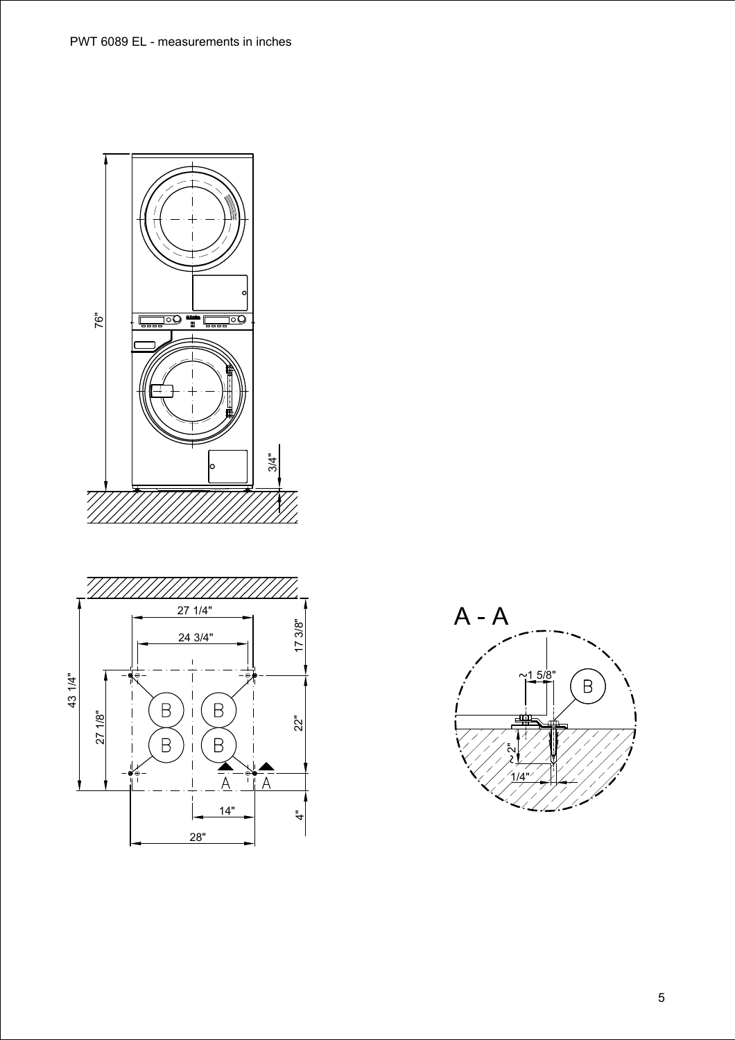PWT 6089 EL - measurements in inches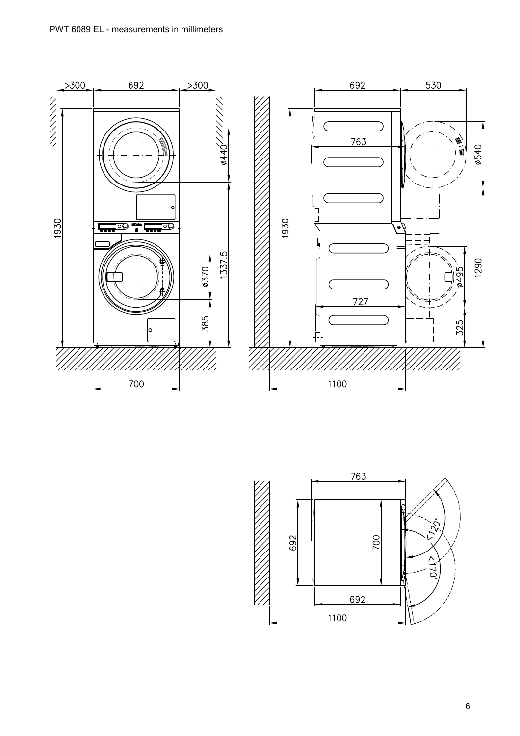PWT 6089 EL - measurements in millimeters

>300 692 >300

1930 ø440 ø370 1337.5 385

700

692 530

763 ø540

1930 ø495 1290

727 325

1100

763

692 700 <120° <170°

692

1100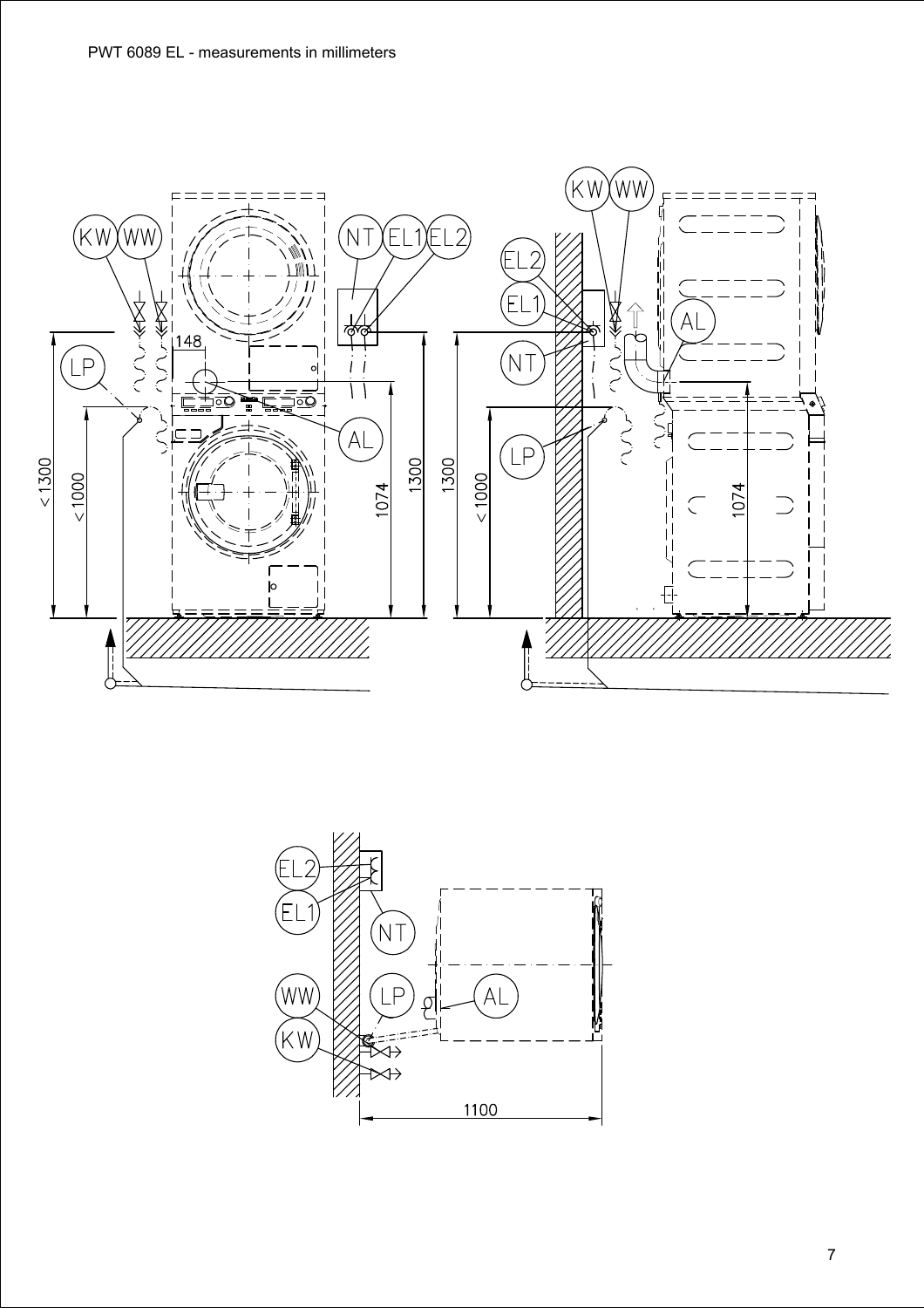PWT 6089 EL - measurements in millimeters

KW WW NT EL1 EL2 LP AL 148 <1300 <1000 1074 1300

KW WW EL2 EL1 NT AL LP 1300 <1000 1074

EL2 EL1 NT WW LP AL KW 1100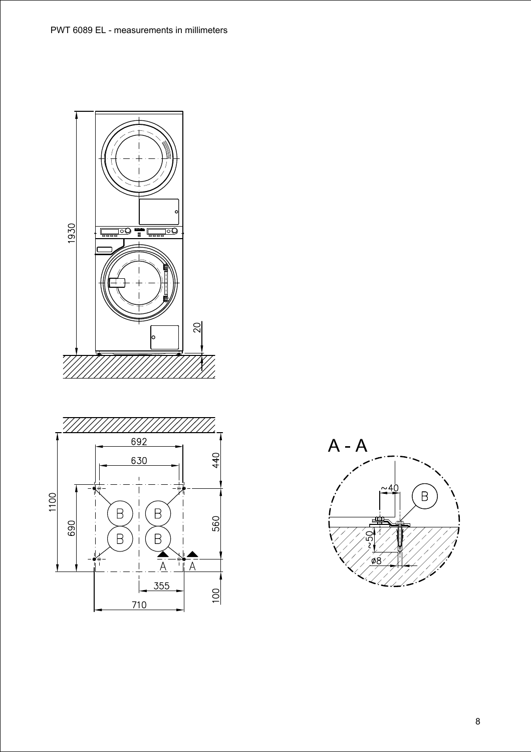PWT 6089 EL - measurements in millimeters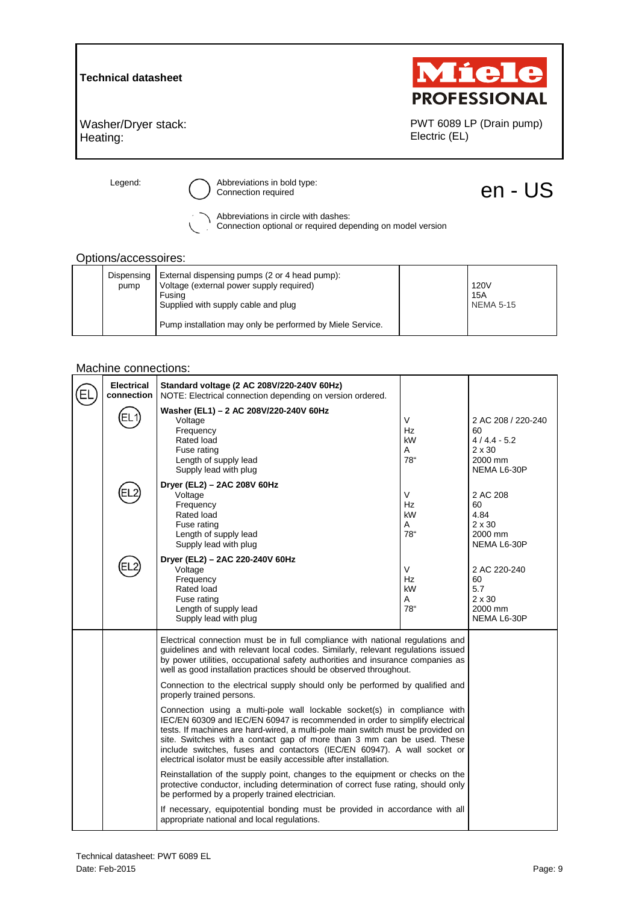**Technical datasheet**

Miele PROFESSIONAL

| | |
|---|---|
| Washer/Dryer stack: | PWT 6089 LP (Drain pump) |
| Heating: | Electric (EL) |

Legend:

Abbreviations in bold type: Connection required

Abbreviations in circle with dashes: Connection optional or required depending on model version

en - US

## Options/accessoires:

| | | | | |
|---|---|---|---|---|
| | Dispensing pump | External dispensing pumps (2 or 4 head pump):<br>Voltage (external power supply required)<br>Fusing<br>Supplied with supply cable and plug<br><br>Pump installation may only be performed by Miele Service. | | 120V<br>15A<br>NEMA 5-15 |

## Machine connections:

| | | | | |
|---|---|---|---|---|
| EL | **Electrical connection** | **Standard voltage (2 AC 208V/220-240V 60Hz)**<br>NOTE: Electrical connection depending on version ordered. | | |
| | EL1 | **Washer (EL1) – 2 AC 208V/220-240V 60Hz**<br>Voltage<br>Frequency<br>Rated load<br>Fuse rating<br>Length of supply lead<br>Supply lead with plug | V<br>Hz<br>kW<br>A<br>78" | 2 AC 208 / 220-240<br>60<br>4 / 4.4 - 5.2<br>2 x 30<br>2000 mm<br>NEMA L6-30P |
| | EL2 | **Dryer (EL2) – 2AC 208V 60Hz**<br>Voltage<br>Frequency<br>Rated load<br>Fuse rating<br>Length of supply lead<br>Supply lead with plug | V<br>Hz<br>kW<br>A<br>78" | 2 AC 208<br>60<br>4.84<br>2 x 30<br>2000 mm<br>NEMA L6-30P |
| | EL2 | **Dryer (EL2) – 2AC 220-240V 60Hz**<br>Voltage<br>Frequency<br>Rated load<br>Fuse rating<br>Length of supply lead<br>Supply lead with plug | V<br>Hz<br>kW<br>A<br>78" | 2 AC 220-240<br>60<br>5.7<br>2 x 30<br>2000 mm<br>NEMA L6-30P |
| | | Electrical connection must be in full compliance with national regulations and guidelines and with relevant local codes. Similarly, relevant regulations issued by power utilities, occupational safety authorities and insurance companies as well as good installation practices should be observed throughout.<br><br>Connection to the electrical supply should only be performed by qualified and properly trained persons.<br><br>Connection using a multi-pole wall lockable socket(s) in compliance with IEC/EN 60309 and IEC/EN 60947 is recommended in order to simplify electrical tests. If machines are hard-wired, a multi-pole main switch must be provided on site. Switches with a contact gap of more than 3 mm can be used. These include switches, fuses and contactors (IEC/EN 60947). A wall socket or electrical isolator must be easily accessible after installation.<br><br>Reinstallation of the supply point, changes to the equipment or checks on the protective conductor, including determination of correct fuse rating, should only be performed by a properly trained electrician.<br><br>If necessary, equipotential bonding must be provided in accordance with all appropriate national and local regulations. | | |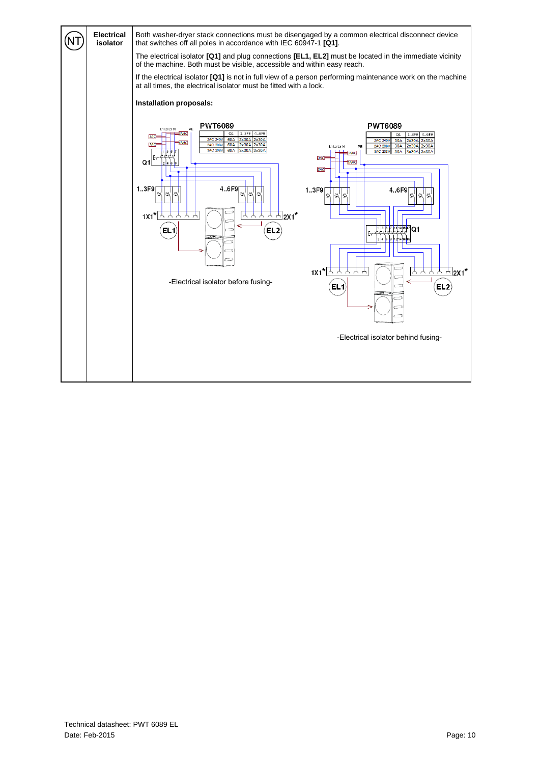**(NT)** **Electrical isolator**

Both washer-dryer stack connections must be disengaged by a common electrical disconnect device that switches off all poles in accordance with IEC 60947-1 **[Q1]**.

The electrical isolator **[Q1]** and plug connections **[EL1, EL2]** must be located in the immediate vicinity of the machine. Both must be visible, accessible and within easy reach.

If the electrical isolator **[Q1]** is not in full view of a person performing maintenance work on the machine at all times, the electrical isolator must be fitted with a lock.

**Installation proposals:**

**PWT6089**

| | Q1 | 1..3F9 | 4..6F9 |
|---|---|---|---|
| 2AC 240V | 60A | 2x30A | 2x30A |
| 2AC 208V | 60A | 2x30A | 2x30A |
| 3AC 208V | 60A | 3x30A | 3x30A |

-Electrical isolator before fusing-

**PWT6089**

| | Q1 | 1..3F9 | 4..6F9 |
|---|---|---|---|
| 2AC 240V | 30A | 2x30A | 2x30A |
| 2AC 208V | 30A | 2x30A | 2x30A |
| 3AC 208V | 30A | 3x30A | 3x30A |

-Electrical isolator behind fusing-

Technical datasheet: PWT 6089 EL
Date: Feb-2015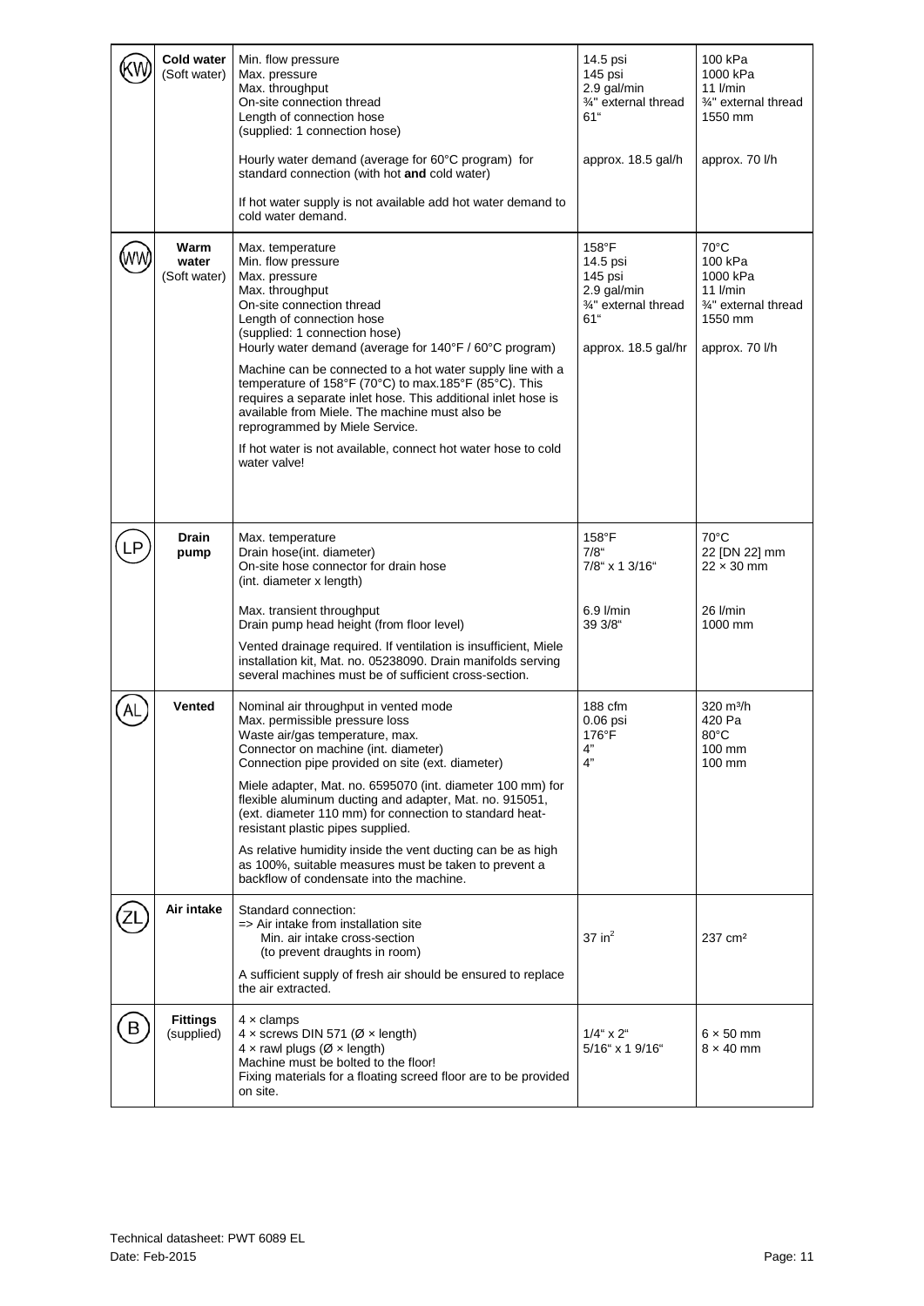| | | | | |
|---|---|---|---|---|
| KW | **Cold water** (Soft water) | Min. flow pressure<br>Max. pressure<br>Max. throughput<br>On-site connection thread<br>Length of connection hose<br>(supplied: 1 connection hose)<br><br>Hourly water demand (average for 60°C program) for standard connection (with hot **and** cold water)<br><br>If hot water supply is not available add hot water demand to cold water demand. | 14.5 psi<br>145 psi<br>2.9 gal/min<br>¾" external thread<br>61"<br><br><br>approx. 18.5 gal/h | 100 kPa<br>1000 kPa<br>11 l/min<br>¾" external thread<br>1550 mm<br><br><br>approx. 70 l/h |
| WW | **Warm water** (Soft water) | Max. temperature<br>Min. flow pressure<br>Max. pressure<br>Max. throughput<br>On-site connection thread<br>Length of connection hose<br>(supplied: 1 connection hose)<br>Hourly water demand (average for 140°F / 60°C program)<br><br>Machine can be connected to a hot water supply line with a temperature of 158°F (70°C) to max.185°F (85°C). This requires a separate inlet hose. This additional inlet hose is available from Miele. The machine must also be reprogrammed by Miele Service.<br><br>If hot water is not available, connect hot water hose to cold water valve! | 158°F<br>14.5 psi<br>145 psi<br>2.9 gal/min<br>¾" external thread<br>61"<br><br>approx. 18.5 gal/hr | 70°C<br>100 kPa<br>1000 kPa<br>11 l/min<br>¾" external thread<br>1550 mm<br><br>approx. 70 l/h |
| LP | **Drain pump** | Max. temperature<br>Drain hose(int. diameter)<br>On-site hose connector for drain hose<br>(int. diameter x length)<br><br>Max. transient throughput<br>Drain pump head height (from floor level)<br><br>Vented drainage required. If ventilation is insufficient, Miele installation kit, Mat. no. 05238090. Drain manifolds serving several machines must be of sufficient cross-section. | 158°F<br>7/8"<br>7/8" x 1 3/16"<br><br><br>6.9 l/min<br>39 3/8" | 70°C<br>22 [DN 22] mm<br>22 × 30 mm<br><br><br>26 l/min<br>1000 mm |
| AL | **Vented** | Nominal air throughput in vented mode<br>Max. permissible pressure loss<br>Waste air/gas temperature, max.<br>Connector on machine (int. diameter)<br>Connection pipe provided on site (ext. diameter)<br><br>Miele adapter, Mat. no. 6595070 (int. diameter 100 mm) for flexible aluminum ducting and adapter, Mat. no. 915051, (ext. diameter 110 mm) for connection to standard heat-resistant plastic pipes supplied.<br><br>As relative humidity inside the vent ducting can be as high as 100%, suitable measures must be taken to prevent a backflow of condensate into the machine. | 188 cfm<br>0.06 psi<br>176°F<br>4"<br>4" | 320 m³/h<br>420 Pa<br>80°C<br>100 mm<br>100 mm |
| ZL | **Air intake** | Standard connection:<br>=> Air intake from installation site<br>Min. air intake cross-section<br>(to prevent draughts in room)<br><br>A sufficient supply of fresh air should be ensured to replace the air extracted. | 37 in² | 237 cm² |
| B | **Fittings** (supplied) | 4 × clamps<br>4 × screws DIN 571 (Ø × length)<br>4 × rawl plugs (Ø × length)<br>Machine must be bolted to the floor!<br>Fixing materials for a floating screed floor are to be provided on site. | <br>1/4" x 2"<br>5/16" x 1 9/16" | <br>6 × 50 mm<br>8 × 40 mm |

Technical datasheet: PWT 6089 EL
Date: Feb-2015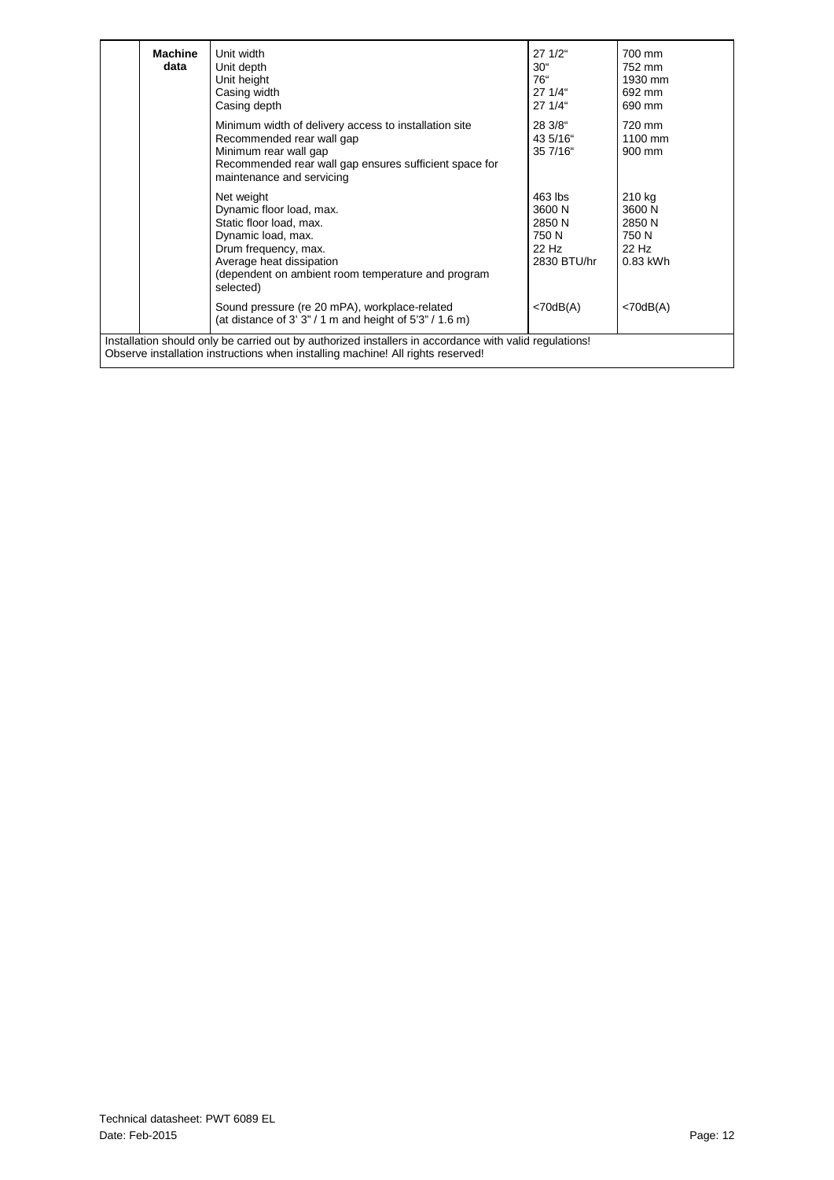| | | | | |
|---|---|---|---|---|
| | **Machine data** | Unit width<br>Unit depth<br>Unit height<br>Casing width<br>Casing depth | 27 1/2"<br>30"<br>76"<br>27 1/4"<br>27 1/4" | 700 mm<br>752 mm<br>1930 mm<br>692 mm<br>690 mm |
| | | Minimum width of delivery access to installation site<br>Recommended rear wall gap<br>Minimum rear wall gap<br>Recommended rear wall gap ensures sufficient space for maintenance and servicing | 28 3/8"<br>43 5/16"<br>35 7/16" | 720 mm<br>1100 mm<br>900 mm |
| | | Net weight<br>Dynamic floor load, max.<br>Static floor load, max.<br>Dynamic load, max.<br>Drum frequency, max.<br>Average heat dissipation<br>(dependent on ambient room temperature and program selected) | 463 lbs<br>3600 N<br>2850 N<br>750 N<br>22 Hz<br>2830 BTU/hr | 210 kg<br>3600 N<br>2850 N<br>750 N<br>22 Hz<br>0.83 kWh |
| | | Sound pressure (re 20 mPA), workplace-related<br>(at distance of 3' 3" / 1 m and height of 5'3" / 1.6 m) | <70dB(A) | <70dB(A) |

Installation should only be carried out by authorized installers in accordance with valid regulations!
Observe installation instructions when installing machine! All rights reserved!